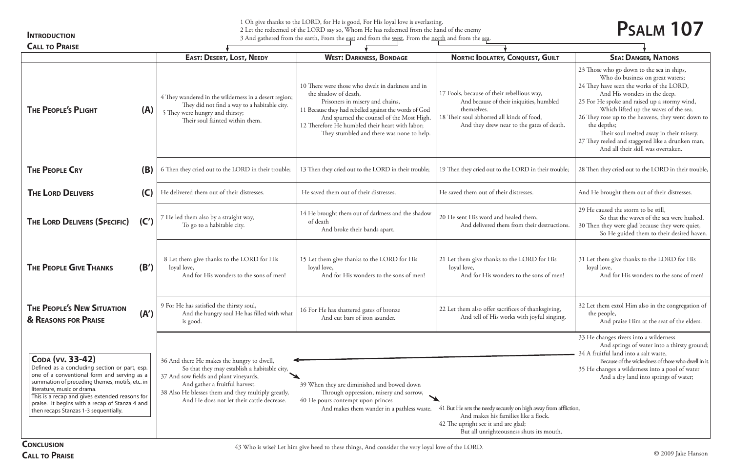# Psalm 107

**Introduction**
**Call to Praise**

1 Oh give thanks to the LORD, for He is good, For His loyal love is everlasting.
2 Let the redeemed of the LORD say so, Whom He has redeemed from the hand of the enemy
3 And gathered from the earth, From the east and from the west, From the north and from the sea.

| | East: Desert, Lost, Needy | West: Darkness, Bondage | North: Idolatry, Conquest, Guilt | Sea: Danger, Nations |
|---|---|---|---|---|
| **The People's Plight (A)** | 4 They wandered in the wilderness in a desert region; They did not find a way to a habitable city. 5 They were hungry and thirsty; Their soul fainted within them. | 10 There were those who dwelt in darkness and in the shadow of death, Prisoners in misery and chains, 11 Because they had rebelled against the words of God And spurned the counsel of the Most High. 12 Therefore He humbled their heart with labor; They stumbled and there was none to help. | 17 Fools, because of their rebellious way, And because of their iniquities, humbled themselves. 18 Their soul abhorred all kinds of food, And they drew near to the gates of death. | 23 Those who go down to the sea in ships, Who do business on great waters; 24 They have seen the works of the LORD, And His wonders in the deep. 25 For He spoke and raised up a stormy wind, Which lifted up the waves of the sea. 26 They rose up to the heavens, they went down to the depths; Their soul melted away in their misery. 27 They reeled and staggered like a drunken man, And all their skill was overtaken. |
| **The People Cry (B)** | 6 Then they cried out to the LORD in their trouble; | 13 Then they cried out to the LORD in their trouble; | 19 Then they cried out to the LORD in their trouble; | 28 Then they cried out to the LORD in their trouble, |
| **The Lord Delivers (C)** | He delivered them out of their distresses. | He saved them out of their distresses. | He saved them out of their distresses. | And He brought them out of their distresses. |
| **The Lord Delivers (Specific) (C')** | 7 He led them also by a straight way, To go to a habitable city. | 14 He brought them out of darkness and the shadow of death And broke their bands apart. | 20 He sent His word and healed them, And delivered them from their destructions. | 29 He caused the storm to be still, So that the waves of the sea were hushed. 30 Then they were glad because they were quiet, So He guided them to their desired haven. |
| **The People Give Thanks (B')** | 8 Let them give thanks to the LORD for His loyal love, And for His wonders to the sons of men! | 15 Let them give thanks to the LORD for His loyal love, And for His wonders to the sons of men! | 21 Let them give thanks to the LORD for His loyal love, And for His wonders to the sons of men! | 31 Let them give thanks to the LORD for His loyal love, And for His wonders to the sons of men! |
| **The People's New Situation & Reasons for Praise (A')** | 9 For He has satisfied the thirsty soul, And the hungry soul He has filled with what is good. | 16 For He has shattered gates of bronze And cut bars of iron asunder. | 22 Let them also offer sacrifices of thanksgiving, And tell of His works with joyful singing. | 32 Let them extol Him also in the congregation of the people, And praise Him at the seat of the elders. |
| **Coda (vv. 33-42)** Defined as a concluding section or part, esp. one of a conventional form and serving as a summation of preceding themes, motifs, etc. in literature, music or drama. This is a recap and gives extended reasons for praise. It begins with a recap of Stanza 4 and then recaps Stanzas 1-3 sequentially. | 36 And there He makes the hungry to dwell, So that they may establish a habitable city, 37 And sow fields and plant vineyards, And gather a fruitful harvest. 38 Also He blesses them and they multiply greatly, And He does not let their cattle decrease. | 39 When they are diminished and bowed down Through oppression, misery and sorrow, 40 He pours contempt upon princes And makes them wander in a pathless waste. | 41 But He sets the needy securely on high away from affliction, And makes his families like a flock. 42 The upright see it and are glad; But all unrighteousness shuts its mouth. | 33 He changes rivers into a wilderness And springs of water into a thirsty ground; 34 A fruitful land into a salt waste, Because of the wickedness of those who dwell in it. 35 He changes a wilderness into a pool of water And a dry land into springs of water; |

**Conclusion**
**Call to Praise**

43 Who is wise? Let him give heed to these things, And consider the very loyal love of the LORD.

© 2009 Jake Hanson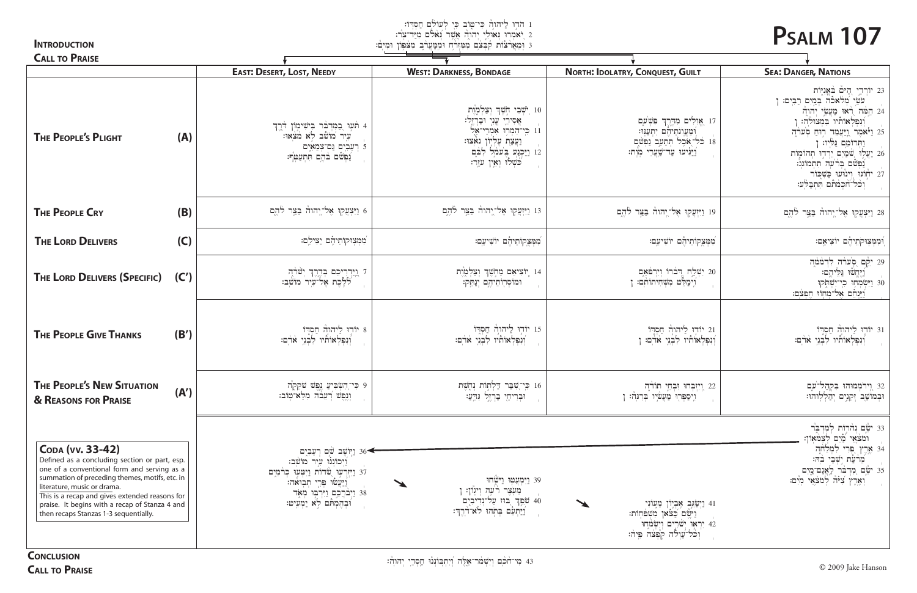# Psalm 107

**Introduction**
**Call to Praise**

1 הֹדוּ לַיהוָה כִּי־טוֹב כִּי לְעוֹלָם חַסְדּוֹ׃
2 יֹאמְרוּ גְּאוּלֵי יְהוָה אֲשֶׁר גְּאָלָם מִיַּד־צָר׃
3 וּמֵאֲרָצוֹת קִבְּצָם מִמִּזְרָח וּמִמַּעֲרָב מִצָּפוֹן וּמִיָּם׃

| | East: Desert, Lost, Needy | West: Darkness, Bondage | North: Idolatry, Conquest, Guilt | Sea: Danger, Nations |
|---|---|---|---|---|
| **The People's Plight (A)** | 4 תָּעוּ בַמִּדְבָּר בִּישִׁימוֹן דָּרֶךְ עִיר מוֹשָׁב לֹא מָצָאוּ׃ 5 רְעֵבִים גַּם־צְמֵאִים נַפְשָׁם בָּהֶם תִּתְעַטָּף׃ | 10 יֹשְׁבֵי חֹשֶׁךְ וְצַלְמָוֶת אֲסִירֵי עֳנִי וּבַרְזֶל׃ 11 כִּי־הִמְרוּ אִמְרֵי־אֵל וַעֲצַת עֶלְיוֹן נָאָצוּ׃ 12 וַיַּכְנַע בֶּעָמָל לִבָּם כָּשְׁלוּ וְאֵין עֹזֵר׃ | 17 אֱוִלִים מִדֶּרֶךְ פִּשְׁעָם וּמֵעֲוֺנֹתֵיהֶם יִתְעַנּוּ׃ 18 כָּל־אֹכֶל תְּתַעֵב נַפְשָׁם וַיַּגִּיעוּ עַד־שַׁעֲרֵי מָוֶת׃ | 23 יוֹרְדֵי הַיָּם בָּאֳנִיּוֹת עֹשֵׂי מְלָאכָה בְּמַיִם רַבִּים׃ 24 הֵמָּה רָאוּ מַעֲשֵׂי יְהוָה וְנִפְלְאוֹתָיו בִּמְצוּלָה׃ 25 וַיֹּאמֶר וַיַּעֲמֵד רוּחַ סְעָרָה וַתְּרוֹמֵם גַּלָּיו׃ 26 יַעֲלוּ שָׁמַיִם יֵרְדוּ תְהוֹמוֹת נַפְשָׁם בְּרָעָה תִתְמוֹגָג׃ 27 יָחוֹגּוּ וְיָנוּעוּ כַּשִּׁכּוֹר וְכָל־חָכְמָתָם תִּתְבַּלָּע׃ |
| **The People Cry (B)** | 6 וַיִּצְעֲקוּ אֶל־יְהוָה בַּצַּר לָהֶם | 13 וַיִּזְעֲקוּ אֶל־יְהוָה בַּצַּר לָהֶם | 19 וַיִּזְעֲקוּ אֶל־יְהוָה בַּצַּר לָהֶם | 28 וַיִּצְעֲקוּ אֶל־יְהוָה בַּצַּר לָהֶם |
| **The Lord Delivers (C)** | מִמְּצוּקוֹתֵיהֶם יַצִּילֵם׃ | מִמְּצֻקוֹתֵיהֶם יוֹשִׁיעֵם׃ | מִמְּצֻקוֹתֵיהֶם יוֹשִׁיעֵם׃ | וּמִמְּצוּקֹתֵיהֶם יוֹצִיאֵם׃ |
| **The Lord Delivers (Specific) (C')** | 7 וַיַּדְרִיכֵם בְּדֶרֶךְ יְשָׁרָה לָלֶכֶת אֶל־עִיר מוֹשָׁב׃ | 14 יוֹצִיאֵם מֵחֹשֶׁךְ וְצַלְמָוֶת וּמוֹסְרוֹתֵיהֶם יְנַתֵּק׃ | 20 יִשְׁלַח דְּבָרוֹ וְיִרְפָּאֵם וִימַלֵּט מִשְּׁחִיתוֹתָם׃ | 29 יָקֵם סְעָרָה לִדְמָמָה וַיֶּחֱשׁוּ גַּלֵּיהֶם׃ 30 וַיִּשְׂמְחוּ כִי־יִשְׁתֹּקוּ וַיַּנְחֵם אֶל־מְחוֹז חֶפְצָם׃ |
| **The People Give Thanks (B')** | 8 יוֹדוּ לַיהוָה חַסְדּוֹ וְנִפְלְאוֹתָיו לִבְנֵי אָדָם׃ | 15 יוֹדוּ לַיהוָה חַסְדּוֹ וְנִפְלְאוֹתָיו לִבְנֵי אָדָם׃ | 21 יוֹדוּ לַיהוָה חַסְדּוֹ וְנִפְלְאוֹתָיו לִבְנֵי אָדָם׃ | 31 יוֹדוּ לַיהוָה חַסְדּוֹ וְנִפְלְאוֹתָיו לִבְנֵי אָדָם׃ |
| **The People's New Situation & Reasons for Praise (A')** | 9 כִּי־הִשְׂבִּיעַ נֶפֶשׁ שֹׁקֵקָה וְנֶפֶשׁ רְעֵבָה מִלֵּא־טוֹב׃ | 16 כִּי־שִׁבַּר דַּלְתוֹת נְחֹשֶׁת וּבְרִיחֵי בַרְזֶל גִּדֵּעַ׃ | 22 וְיִזְבְּחוּ זִבְחֵי תוֹדָה וִיסַפְּרוּ מַעֲשָׂיו בְּרִנָּה׃ | 32 וִירוֹמְמוּהוּ בִּקְהַל־עָם וּבְמוֹשַׁב זְקֵנִים יְהַלְלוּהוּ׃ |
| **Coda (vv. 33-42)** | 36 וַיּוֹשֶׁב שָׁם רְעֵבִים וַיְכוֹנְנוּ עִיר מוֹשָׁב׃ 37 וַיִּזְרְעוּ שָׂדוֹת וַיִּטְּעוּ כְרָמִים וַיַּעֲשׂוּ פְּרִי תְבוּאָה׃ 38 וַיְבָרְכֵם וַיִּרְבּוּ מְאֹד וּבְהֶמְתָּם לֹא יַמְעִיט׃ | 39 וַיִּמְעֲטוּ וַיָּשֹׁחוּ מֵעֹצֶר רָעָה וְיָגוֹן׃ 40 שֹׁפֵךְ בּוּז עַל־נְדִיבִים וַיַּתְעֵם בְּתֹהוּ לֹא־דָרֶךְ׃ | 41 וַיְשַׂגֵּב אֶבְיוֹן מֵעוֹנִי וַיָּשֶׂם כַּצֹּאן מִשְׁפָּחוֹת׃ 42 יִרְאוּ יְשָׁרִים וְיִשְׂמָחוּ וְכָל־עַוְלָה קָפְצָה פִּיהָ׃ | 33 יָשֵׂם נְהָרוֹת לְמִדְבָּר וּמֹצָאֵי מַיִם לְצִמָּאוֹן׃ 34 אֶרֶץ פְּרִי לִמְלֵחָה מֵרָעַת יוֹשְׁבֵי בָהּ׃ 35 יָשֵׂם מִדְבָּר לַאֲגַם־מַיִם וְאֶרֶץ צִיָּה לְמֹצָאֵי מָיִם׃ |

**Coda (vv. 33-42)**
Defined as a concluding section or part, esp. one of a conventional form and serving as a summation of preceding themes, motifs, etc. in literature, music or drama.
This is a recap and gives extended reasons for praise. It begins with a recap of Stanza 4 and then recaps Stanzas 1-3 sequentially.

**Conclusion**
**Call to Praise**

43 מִי־חָכָם וְיִשְׁמָר־אֵלֶּה וְיִתְבּוֹנְנוּ חַסְדֵי יְהוָה׃

© 2009 Jake Hanson